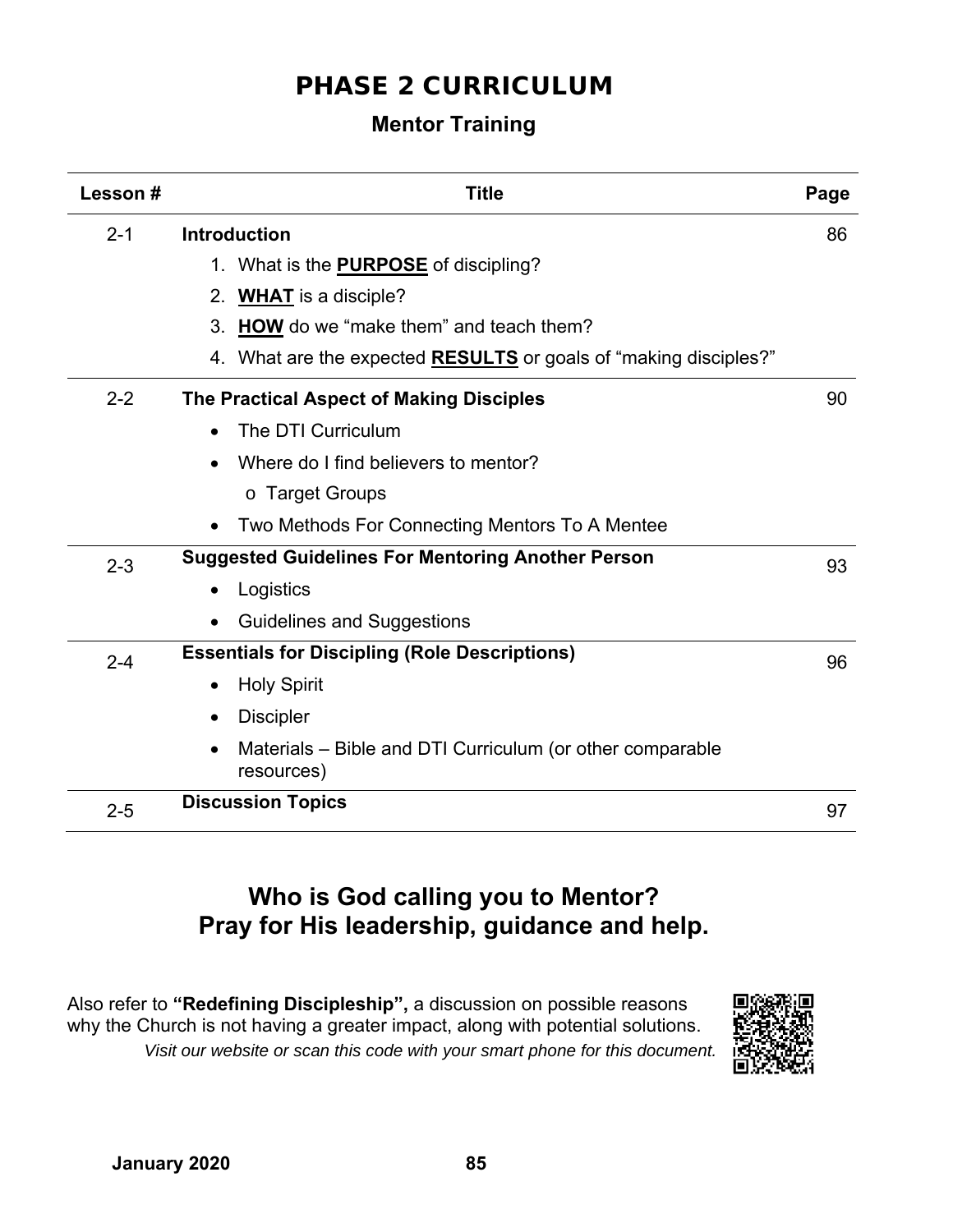# PHASE 2 CURRICULUM

## Mentor Training

| Lesson # | Title | Page |
|---|---|---|
| 2-1 | **Introduction**<br>1. What is the **PURPOSE** of discipling?<br>2. **WHAT** is a disciple?<br>3. **HOW** do we "make them" and teach them?<br>4. What are the expected **RESULTS** or goals of "making disciples?" | 86 |
| 2-2 | **The Practical Aspect of Making Disciples**<br>• The DTI Curriculum<br>• Where do I find believers to mentor?<br>o Target Groups<br>• Two Methods For Connecting Mentors To A Mentee | 90 |
| 2-3 | **Suggested Guidelines For Mentoring Another Person**<br>• Logistics<br>• Guidelines and Suggestions | 93 |
| 2-4 | **Essentials for Discipling (Role Descriptions)**<br>• Holy Spirit<br>• Discipler<br>• Materials – Bible and DTI Curriculum (or other comparable resources) | 96 |
| 2-5 | **Discussion Topics** | 97 |

**Who is God calling you to Mentor?**
**Pray for His leadership, guidance and help.**

Also refer to **"Redefining Discipleship",** a discussion on possible reasons why the Church is not having a greater impact, along with potential solutions.
*Visit our website or scan this code with your smart phone for this document.*

**January 2020**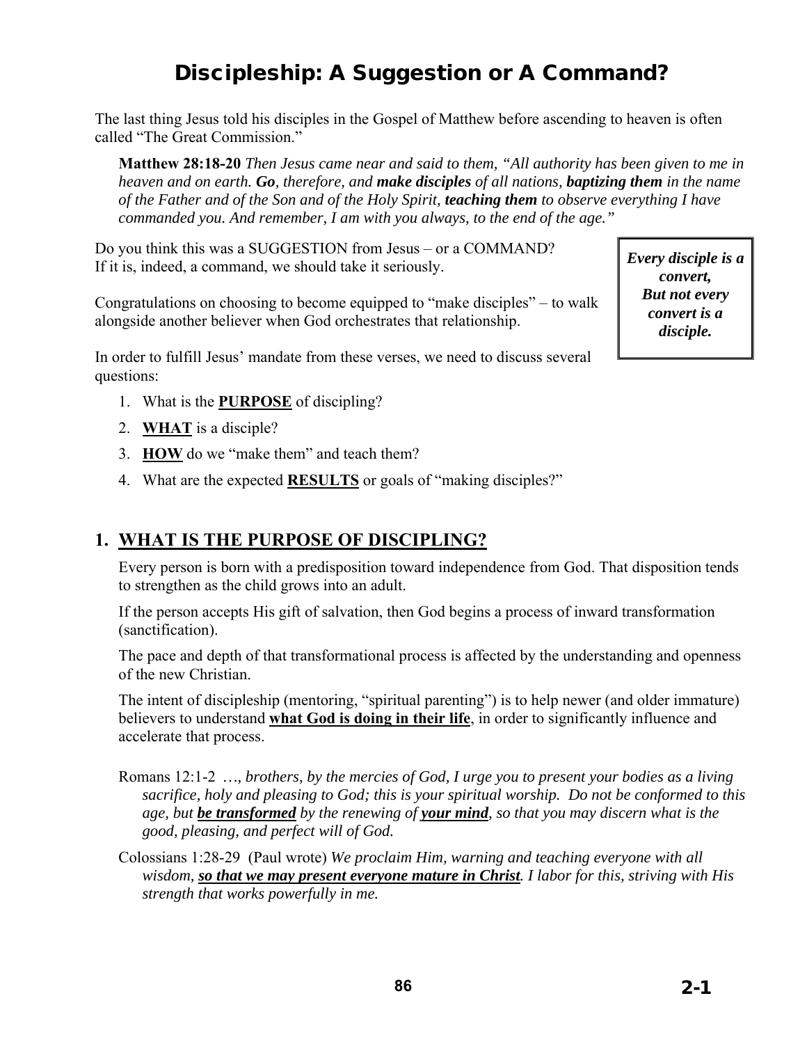# Discipleship: A Suggestion or A Command?

The last thing Jesus told his disciples in the Gospel of Matthew before ascending to heaven is often called "The Great Commission."

> **Matthew 28:18-20** *Then Jesus came near and said to them, "All authority has been given to me in heaven and on earth.* ***Go****, therefore, and* ***make disciples*** *of all nations,* ***baptizing them*** *in the name of the Father and of the Son and of the Holy Spirit,* ***teaching them*** *to observe everything I have commanded you. And remember, I am with you always, to the end of the age."*

Do you think this was a SUGGESTION from Jesus – or a COMMAND?
If it is, indeed, a command, we should take it seriously.

> ***Every disciple is a convert,***
> ***But not every convert is a disciple.***

Congratulations on choosing to become equipped to "make disciples" – to walk alongside another believer when God orchestrates that relationship.

In order to fulfill Jesus' mandate from these verses, we need to discuss several questions:

1. What is the <u>**PURPOSE**</u> of discipling?
2. <u>**WHAT**</u> is a disciple?
3. <u>**HOW**</u> do we "make them" and teach them?
4. What are the expected <u>**RESULTS**</u> or goals of "making disciples?"

## 1. <u>WHAT IS THE PURPOSE OF DISCIPLING?</u>

Every person is born with a predisposition toward independence from God. That disposition tends to strengthen as the child grows into an adult.

If the person accepts His gift of salvation, then God begins a process of inward transformation (sanctification).

The pace and depth of that transformational process is affected by the understanding and openness of the new Christian.

The intent of discipleship (mentoring, "spiritual parenting") is to help newer (and older immature) believers to understand <u>**what God is doing in their life**</u>, in order to significantly influence and accelerate that process.

Romans 12:1-2 *…, brothers, by the mercies of God, I urge you to present your bodies as a living sacrifice, holy and pleasing to God; this is your spiritual worship. Do not be conformed to this age, but* <u>***be transformed***</u> *by the renewing of* <u>***your mind***</u>*, so that you may discern what is the good, pleasing, and perfect will of God.*

Colossians 1:28-29 (Paul wrote) *We proclaim Him, warning and teaching everyone with all wisdom,* <u>***so that we may present everyone mature in Christ***</u>*. I labor for this, striving with His strength that works powerfully in me.*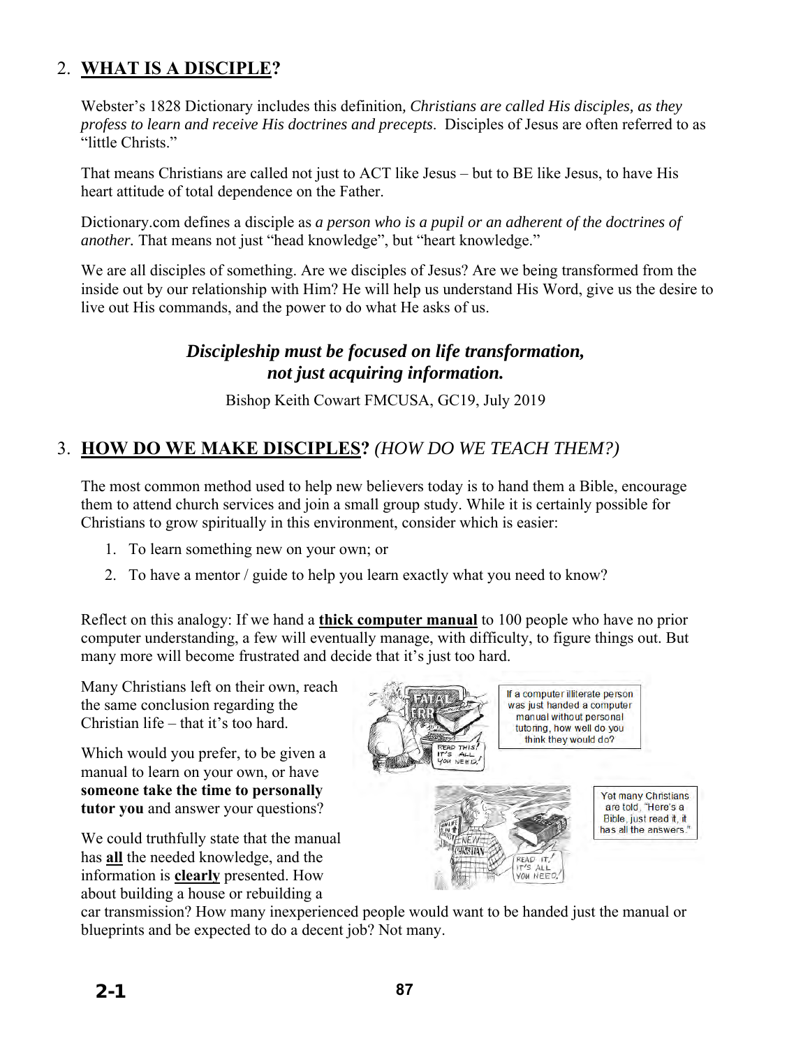## 2. <u>**WHAT IS A DISCIPLE**</u>?

Webster's 1828 Dictionary includes this definition*, Christians are called His disciples, as they profess to learn and receive His doctrines and precepts*. Disciples of Jesus are often referred to as "little Christs."

That means Christians are called not just to ACT like Jesus – but to BE like Jesus, to have His heart attitude of total dependence on the Father.

Dictionary.com defines a disciple as *a person who is a pupil or an adherent of the doctrines of another.* That means not just "head knowledge", but "heart knowledge."

We are all disciples of something. Are we disciples of Jesus? Are we being transformed from the inside out by our relationship with Him? He will help us understand His Word, give us the desire to live out His commands, and the power to do what He asks of us.

***Discipleship must be focused on life transformation, not just acquiring information.***

Bishop Keith Cowart FMCUSA, GC19, July 2019

## 3. <u>**HOW DO WE MAKE DISCIPLES**</u>? *(HOW DO WE TEACH THEM?)*

The most common method used to help new believers today is to hand them a Bible, encourage them to attend church services and join a small group study. While it is certainly possible for Christians to grow spiritually in this environment, consider which is easier:

1. To learn something new on your own; or
2. To have a mentor / guide to help you learn exactly what you need to know?

Reflect on this analogy: If we hand a <u>**thick computer manual**</u> to 100 people who have no prior computer understanding, a few will eventually manage, with difficulty, to figure things out. But many more will become frustrated and decide that it's just too hard.

Many Christians left on their own, reach the same conclusion regarding the Christian life – that it's too hard.

Which would you prefer, to be given a manual to learn on your own, or have **someone take the time to personally tutor you** and answer your questions?

If a computer illiterate person was just handed a computer manual without personal tutoring, how well do you think they would do?

Yet many Christians are told, "Here's a Bible, just read it, it has all the answers."

We could truthfully state that the manual has <u>**all**</u> the needed knowledge, and the information is <u>**clearly**</u> presented. How about building a house or rebuilding a car transmission? How many inexperienced people would want to be handed just the manual or blueprints and be expected to do a decent job? Not many.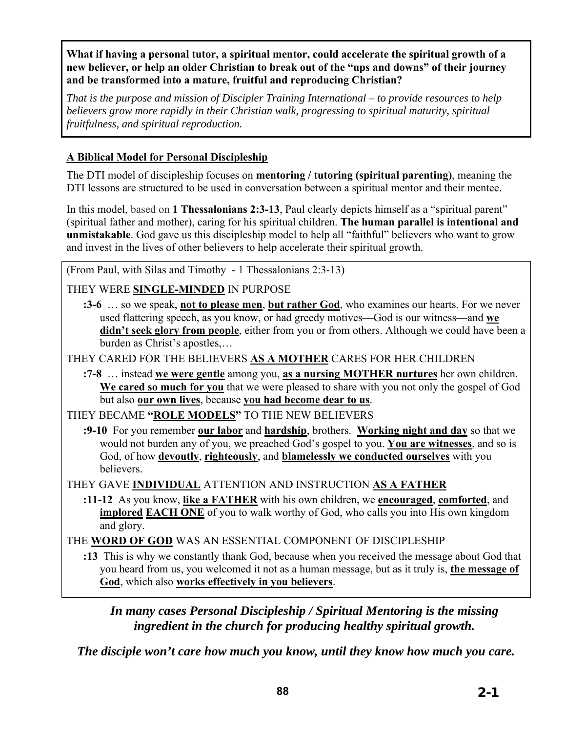**What if having a personal tutor, a spiritual mentor, could accelerate the spiritual growth of a new believer, or help an older Christian to break out of the "ups and downs" of their journey and be transformed into a mature, fruitful and reproducing Christian?**

*That is the purpose and mission of Discipler Training International – to provide resources to help believers grow more rapidly in their Christian walk, progressing to spiritual maturity, spiritual fruitfulness, and spiritual reproduction.*

## A Biblical Model for Personal Discipleship

The DTI model of discipleship focuses on **mentoring / tutoring (spiritual parenting)**, meaning the DTI lessons are structured to be used in conversation between a spiritual mentor and their mentee.

In this model, based on **1 Thessalonians 2:3-13**, Paul clearly depicts himself as a "spiritual parent" (spiritual father and mother), caring for his spiritual children. **The human parallel is intentional and unmistakable**. God gave us this discipleship model to help all "faithful" believers who want to grow and invest in the lives of other believers to help accelerate their spiritual growth.

(From Paul, with Silas and Timothy - 1 Thessalonians 2:3-13)

THEY WERE **SINGLE-MINDED** IN PURPOSE

> **:3-6** … so we speak, **not to please men**, **but rather God**, who examines our hearts. For we never used flattering speech, as you know, or had greedy motives—God is our witness—and **we didn't seek glory from people**, either from you or from others. Although we could have been a burden as Christ's apostles,…

THEY CARED FOR THE BELIEVERS **AS A MOTHER** CARES FOR HER CHILDREN

> **:7-8** … instead **we were gentle** among you, **as a nursing MOTHER nurtures** her own children. **We cared so much for you** that we were pleased to share with you not only the gospel of God but also **our own lives**, because **you had become dear to us**.

THEY BECAME **"ROLE MODELS"** TO THE NEW BELIEVERS

> **:9-10** For you remember **our labor** and **hardship**, brothers. **Working night and day** so that we would not burden any of you, we preached God's gospel to you. **You are witnesses**, and so is God, of how **devoutly**, **righteously**, and **blamelessly we conducted ourselves** with you believers.

THEY GAVE **INDIVIDUAL** ATTENTION AND INSTRUCTION **AS A FATHER**

> **:11-12** As you know, **like a FATHER** with his own children, we **encouraged**, **comforted**, and **implored** **EACH ONE** of you to walk worthy of God, who calls you into His own kingdom and glory.

THE **WORD OF GOD** WAS AN ESSENTIAL COMPONENT OF DISCIPLESHIP

> **:13** This is why we constantly thank God, because when you received the message about God that you heard from us, you welcomed it not as a human message, but as it truly is, **the message of God**, which also **works effectively in you believers**.

***In many cases Personal Discipleship / Spiritual Mentoring is the missing ingredient in the church for producing healthy spiritual growth.***

***The disciple won't care how much you know, until they know how much you care.***

2-1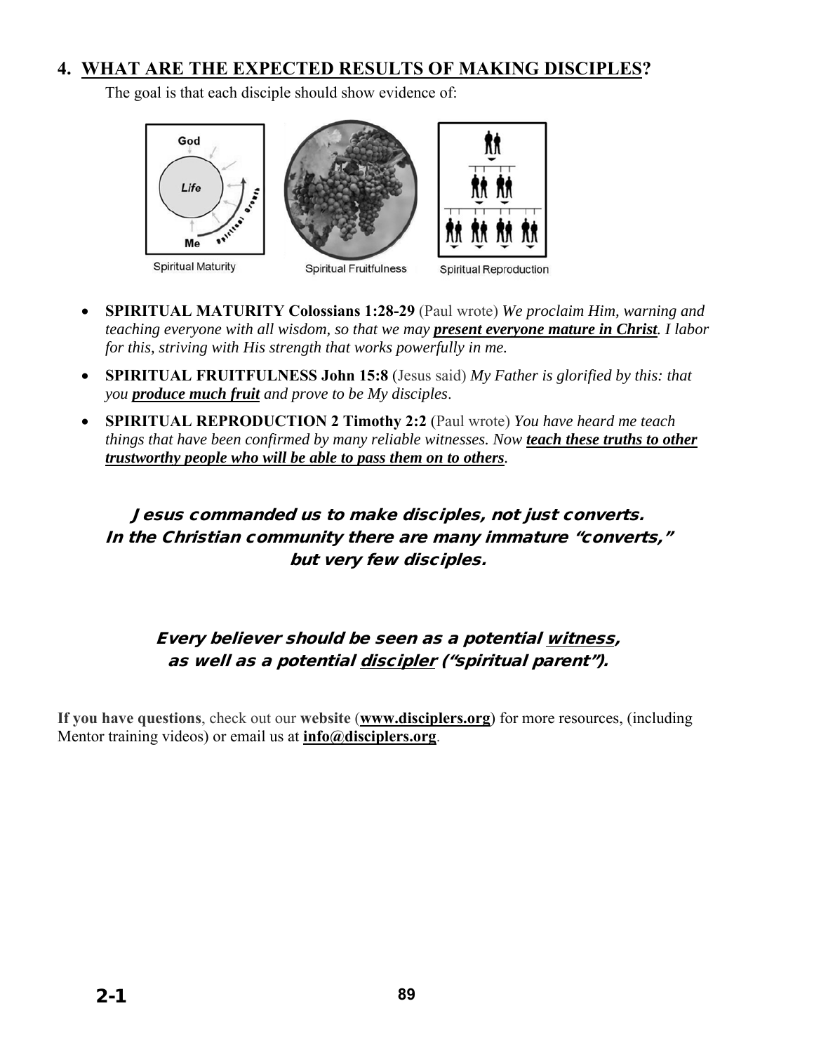## 4. WHAT ARE THE EXPECTED RESULTS OF MAKING DISCIPLES?

The goal is that each disciple should show evidence of:

God

Life

Me

Spiritual Growth

Spiritual Maturity

Spiritual Fruitfulness

Spiritual Reproduction

- **SPIRITUAL MATURITY Colossians 1:28-29** (Paul wrote) *We proclaim Him, warning and teaching everyone with all wisdom, so that we may* ***present everyone mature in Christ****. I labor for this, striving with His strength that works powerfully in me.*
- **SPIRITUAL FRUITFULNESS John 15:8** (Jesus said) *My Father is glorified by this: that you* ***produce much fruit*** *and prove to be My disciples*.
- **SPIRITUAL REPRODUCTION 2 Timothy 2:2** (Paul wrote) *You have heard me teach things that have been confirmed by many reliable witnesses. Now* ***teach these truths to other trustworthy people who will be able to pass them on to others****.*

***Jesus commanded us to make disciples, not just converts. In the Christian community there are many immature "converts," but very few disciples.***

***Every believer should be seen as a potential witness, as well as a potential discipler ("spiritual parent").***

**If you have questions**, check out our **website** (**www.disciplers.org**) for more resources, (including Mentor training videos) or email us at **info@disciplers.org**.